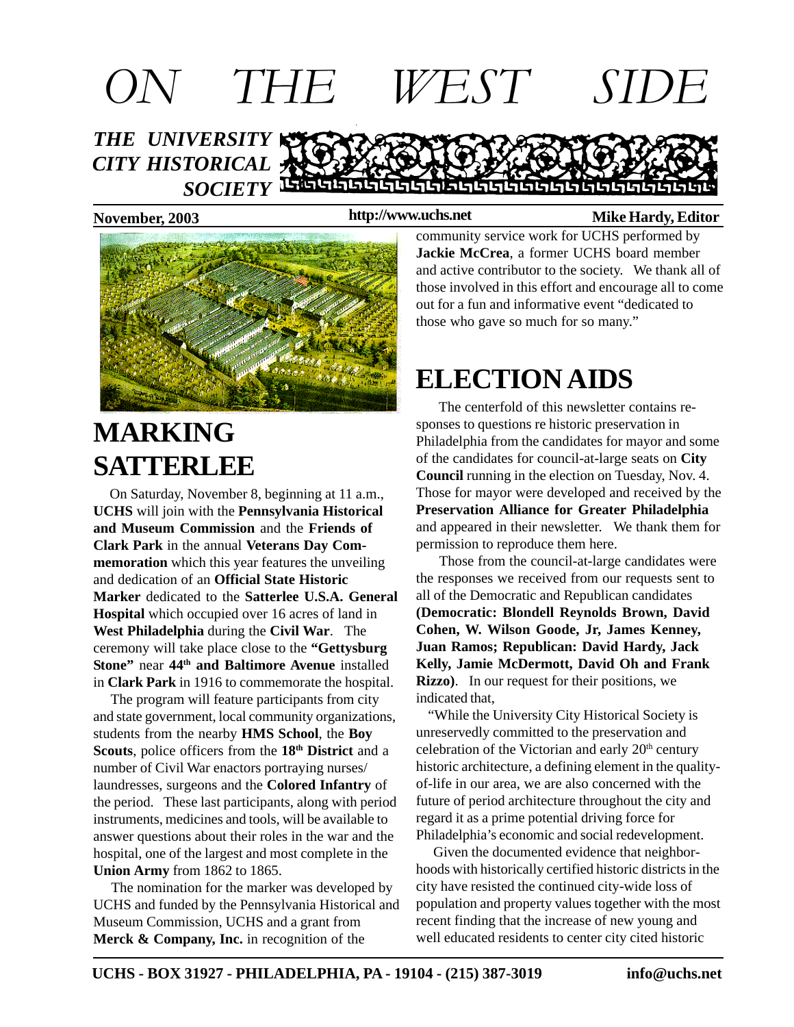# ON THE WEST SIDE

***THE UNIVERSITY CITY HISTORICAL SOCIETY***

**November, 2003** **http://www.uchs.net** **Mike Hardy, Editor**

# MARKING SATTERLEE

On Saturday, November 8, beginning at 11 a.m., **UCHS** will join with the **Pennsylvania Historical and Museum Commission** and the **Friends of Clark Park** in the annual **Veterans Day Commemoration** which this year features the unveiling and dedication of an **Official State Historic Marker** dedicated to the **Satterlee U.S.A. General Hospital** which occupied over 16 acres of land in **West Philadelphia** during the **Civil War**. The ceremony will take place close to the **"Gettysburg Stone"** near **44th and Baltimore Avenue** installed in **Clark Park** in 1916 to commemorate the hospital.

The program will feature participants from city and state government, local community organizations, students from the nearby **HMS School**, the **Boy Scouts**, police officers from the **18th District** and a number of Civil War enactors portraying nurses/ laundresses, surgeons and the **Colored Infantry** of the period. These last participants, along with period instruments, medicines and tools, will be available to answer questions about their roles in the war and the hospital, one of the largest and most complete in the **Union Army** from 1862 to 1865.

The nomination for the marker was developed by UCHS and funded by the Pennsylvania Historical and Museum Commission, UCHS and a grant from **Merck & Company, Inc.** in recognition of the community service work for UCHS performed by **Jackie McCrea**, a former UCHS board member and active contributor to the society. We thank all of those involved in this effort and encourage all to come out for a fun and informative event "dedicated to those who gave so much for so many."

# ELECTION AIDS

The centerfold of this newsletter contains responses to questions re historic preservation in Philadelphia from the candidates for mayor and some of the candidates for council-at-large seats on **City Council** running in the election on Tuesday, Nov. 4. Those for mayor were developed and received by the **Preservation Alliance for Greater Philadelphia** and appeared in their newsletter. We thank them for permission to reproduce them here.

Those from the council-at-large candidates were the responses we received from our requests sent to all of the Democratic and Republican candidates **(Democratic: Blondell Reynolds Brown, David Cohen, W. Wilson Goode, Jr, James Kenney, Juan Ramos; Republican: David Hardy, Jack Kelly, Jamie McDermott, David Oh and Frank Rizzo)**. In our request for their positions, we indicated that,

"While the University City Historical Society is unreservedly committed to the preservation and celebration of the Victorian and early 20th century historic architecture, a defining element in the quality-of-life in our area, we are also concerned with the future of period architecture throughout the city and regard it as a prime potential driving force for Philadelphia's economic and social redevelopment.

Given the documented evidence that neighborhoods with historically certified historic districts in the city have resisted the continued city-wide loss of population and property values together with the most recent finding that the increase of new young and well educated residents to center city cited historic

**UCHS - BOX 31927 - PHILADELPHIA, PA - 19104 - (215) 387-3019** **info@uchs.net**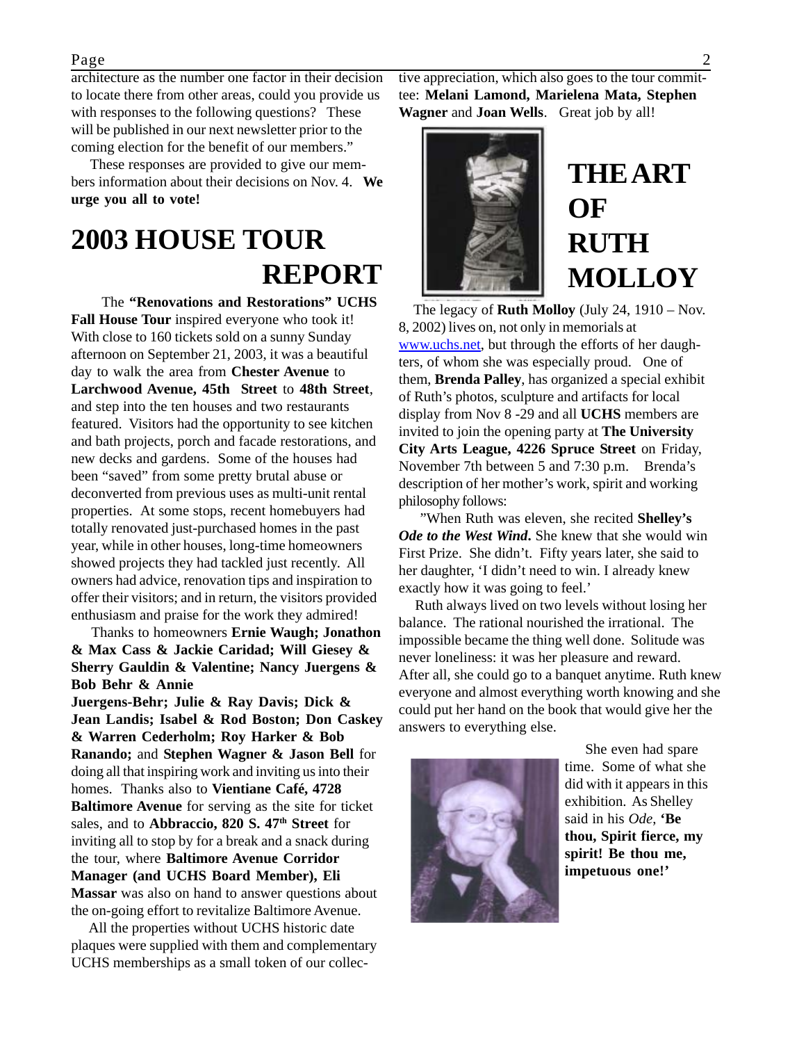architecture as the number one factor in their decision to locate there from other areas, could you provide us with responses to the following questions? These will be published in our next newsletter prior to the coming election for the benefit of our members."

These responses are provided to give our members information about their decisions on Nov. 4. **We urge you all to vote!**

# 2003 HOUSE TOUR REPORT

The **"Renovations and Restorations" UCHS Fall House Tour** inspired everyone who took it! With close to 160 tickets sold on a sunny Sunday afternoon on September 21, 2003, it was a beautiful day to walk the area from **Chester Avenue** to **Larchwood Avenue, 45th Street** to **48th Street**, and step into the ten houses and two restaurants featured. Visitors had the opportunity to see kitchen and bath projects, porch and facade restorations, and new decks and gardens. Some of the houses had been "saved" from some pretty brutal abuse or deconverted from previous uses as multi-unit rental properties. At some stops, recent homebuyers had totally renovated just-purchased homes in the past year, while in other houses, long-time homeowners showed projects they had tackled just recently. All owners had advice, renovation tips and inspiration to offer their visitors; and in return, the visitors provided enthusiasm and praise for the work they admired!

Thanks to homeowners **Ernie Waugh; Jonathon & Max Cass & Jackie Caridad; Will Giesey & Sherry Gauldin & Valentine; Nancy Juergens & Bob Behr & Annie Juergens-Behr; Julie & Ray Davis; Dick & Jean Landis; Isabel & Rod Boston; Don Caskey & Warren Cederholm; Roy Harker & Bob Ranando;** and **Stephen Wagner & Jason Bell** for doing all that inspiring work and inviting us into their homes. Thanks also to **Vientiane Café, 4728 Baltimore Avenue** for serving as the site for ticket sales, and to **Abbraccio, 820 S. 47th Street** for inviting all to stop by for a break and a snack during the tour, where **Baltimore Avenue Corridor Manager (and UCHS Board Member), Eli Massar** was also on hand to answer questions about the on-going effort to revitalize Baltimore Avenue.

All the properties without UCHS historic date plaques were supplied with them and complementary UCHS memberships as a small token of our collective appreciation, which also goes to the tour committee: **Melani Lamond, Marielena Mata, Stephen Wagner** and **Joan Wells**. Great job by all!

# THE ART OF RUTH MOLLOY

The legacy of **Ruth Molloy** (July 24, 1910 – Nov. 8, 2002) lives on, not only in memorials at www.uchs.net, but through the efforts of her daughters, of whom she was especially proud. One of them, **Brenda Palley**, has organized a special exhibit of Ruth's photos, sculpture and artifacts for local display from Nov 8 -29 and all **UCHS** members are invited to join the opening party at **The University City Arts League, 4226 Spruce Street** on Friday, November 7th between 5 and 7:30 p.m. Brenda's description of her mother's work, spirit and working philosophy follows:

"When Ruth was eleven, she recited **Shelley's** ***Ode to the West Wind***. She knew that she would win First Prize. She didn't. Fifty years later, she said to her daughter, 'I didn't need to win. I already knew exactly how it was going to feel.'

Ruth always lived on two levels without losing her balance. The rational nourished the irrational. The impossible became the thing well done. Solitude was never loneliness: it was her pleasure and reward. After all, she could go to a banquet anytime. Ruth knew everyone and almost everything worth knowing and she could put her hand on the book that would give her the answers to everything else.

She even had spare time. Some of what she did with it appears in this exhibition. As Shelley said in his *Ode*, **'Be thou, Spirit fierce, my spirit! Be thou me, impetuous one!'**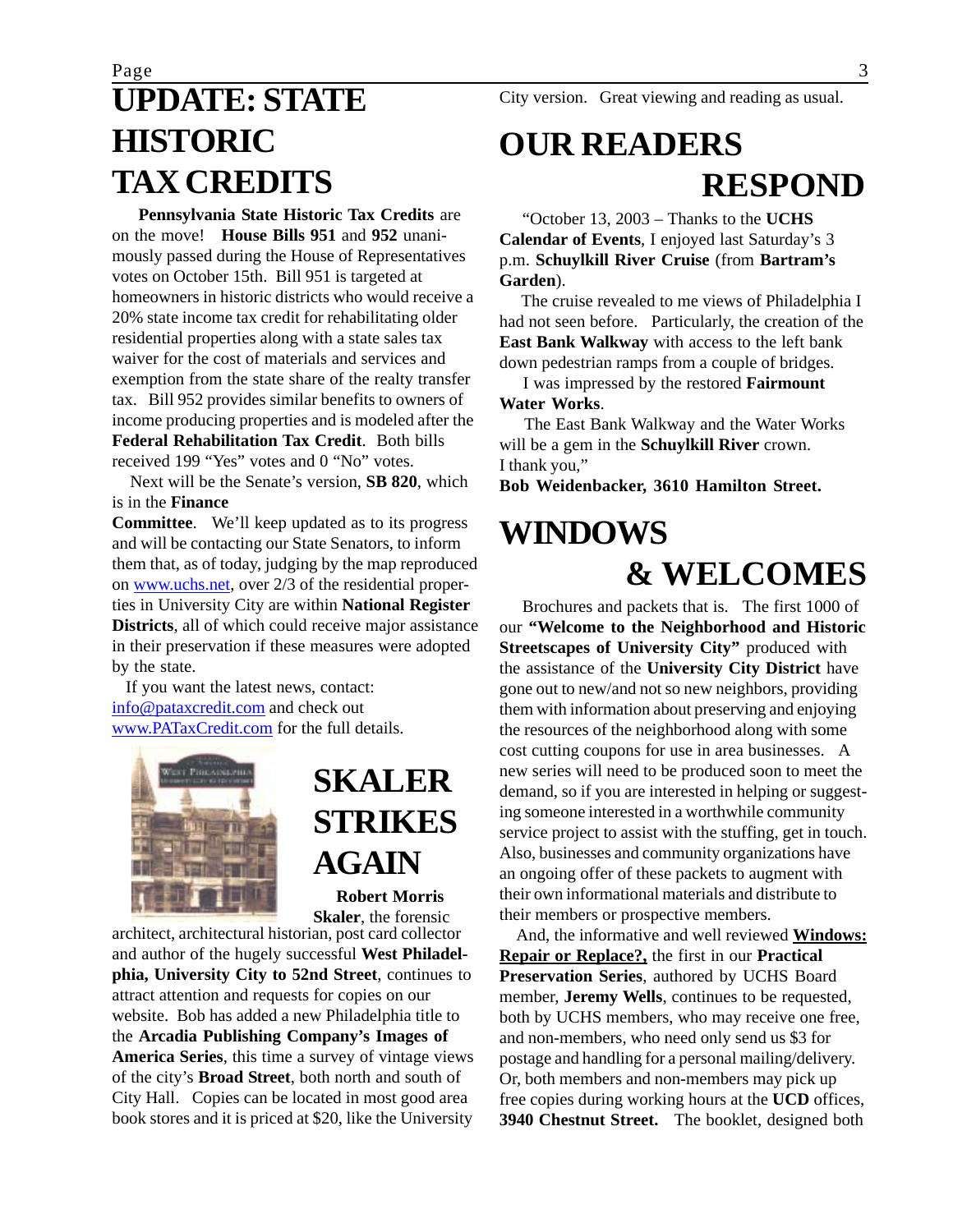## UPDATE: STATE HISTORIC TAX CREDITS

**Pennsylvania State Historic Tax Credits** are on the move! **House Bills 951** and **952** unanimously passed during the House of Representatives votes on October 15th. Bill 951 is targeted at homeowners in historic districts who would receive a 20% state income tax credit for rehabilitating older residential properties along with a state sales tax waiver for the cost of materials and services and exemption from the state share of the realty transfer tax. Bill 952 provides similar benefits to owners of income producing properties and is modeled after the **Federal Rehabilitation Tax Credit**. Both bills received 199 "Yes" votes and 0 "No" votes.

Next will be the Senate's version, **SB 820**, which is in the **Finance Committee**. We'll keep updated as to its progress and will be contacting our State Senators, to inform them that, as of today, judging by the map reproduced on www.uchs.net, over 2/3 of the residential properties in University City are within **National Register Districts**, all of which could receive major assistance in their preservation if these measures were adopted by the state.

If you want the latest news, contact: info@pataxcredit.com and check out www.PATaxCredit.com for the full details.

## SKALER STRIKES AGAIN

**Robert Morris Skaler**, the forensic architect, architectural historian, post card collector and author of the hugely successful **West Philadelphia, University City to 52nd Street**, continues to attract attention and requests for copies on our website. Bob has added a new Philadelphia title to the **Arcadia Publishing Company's Images of America Series**, this time a survey of vintage views of the city's **Broad Street**, both north and south of City Hall. Copies can be located in most good area book stores and it is priced at $20, like the University City version. Great viewing and reading as usual.

## OUR READERS RESPOND

"October 13, 2003 – Thanks to the **UCHS Calendar of Events**, I enjoyed last Saturday's 3 p.m. **Schuylkill River Cruise** (from **Bartram's Garden**).

The cruise revealed to me views of Philadelphia I had not seen before. Particularly, the creation of the **East Bank Walkway** with access to the left bank down pedestrian ramps from a couple of bridges.

I was impressed by the restored **Fairmount Water Works**.

The East Bank Walkway and the Water Works will be a gem in the **Schuylkill River** crown.
I thank you,"

**Bob Weidenbacker, 3610 Hamilton Street.**

## WINDOWS & WELCOMES

Brochures and packets that is. The first 1000 of our **"Welcome to the Neighborhood and Historic Streetscapes of University City"** produced with the assistance of the **University City District** have gone out to new/and not so new neighbors, providing them with information about preserving and enjoying the resources of the neighborhood along with some cost cutting coupons for use in area businesses. A new series will need to be produced soon to meet the demand, so if you are interested in helping or suggesting someone interested in a worthwhile community service project to assist with the stuffing, get in touch. Also, businesses and community organizations have an ongoing offer of these packets to augment with their own informational materials and distribute to their members or prospective members.

And, the informative and well reviewed **Windows: Repair or Replace?,** the first in our **Practical Preservation Series**, authored by UCHS Board member, **Jeremy Wells**, continues to be requested, both by UCHS members, who may receive one free, and non-members, who need only send us $3 for postage and handling for a personal mailing/delivery. Or, both members and non-members may pick up free copies during working hours at the **UCD** offices, **3940 Chestnut Street.** The booklet, designed both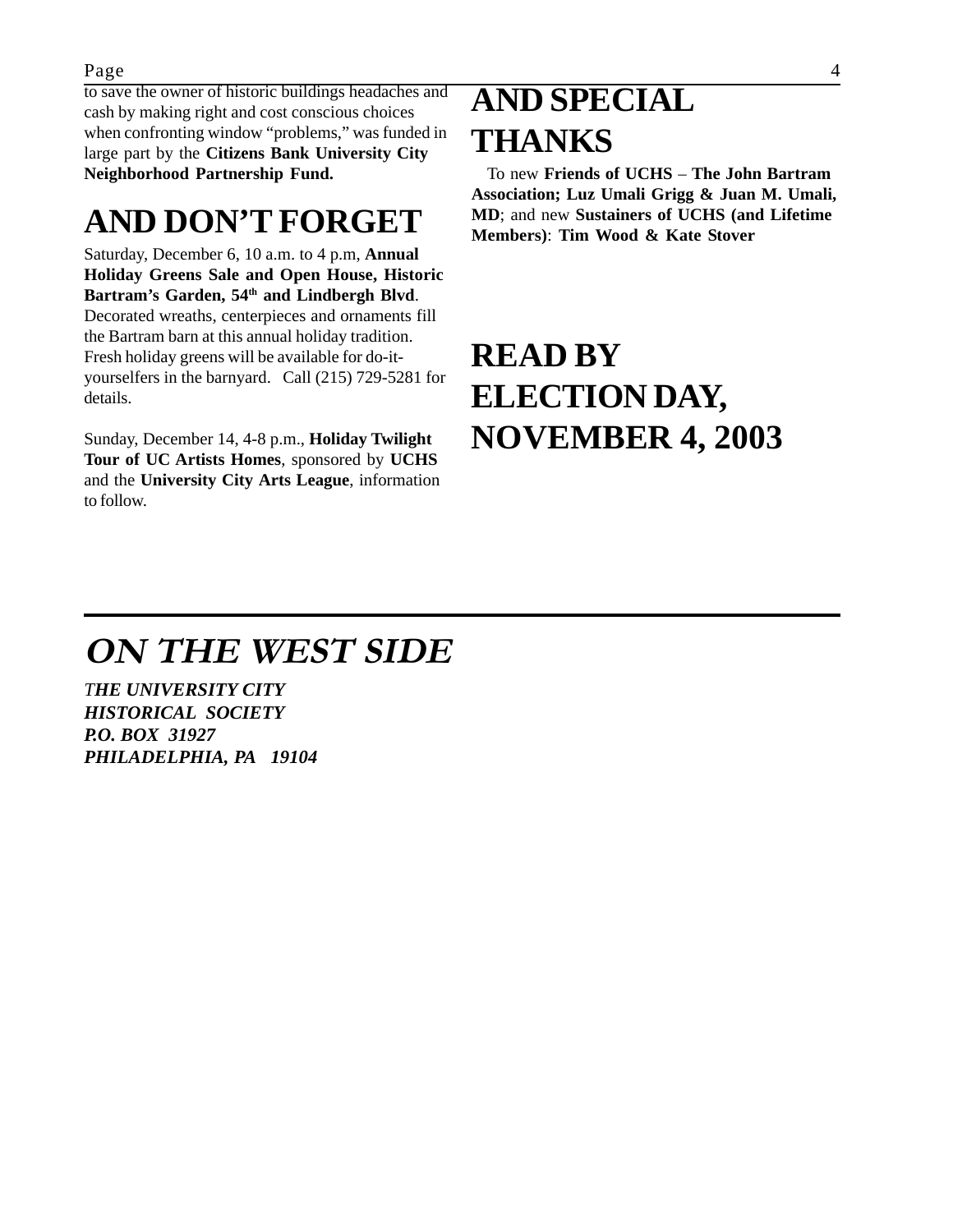to save the owner of historic buildings headaches and cash by making right and cost conscious choices when confronting window "problems," was funded in large part by the **Citizens Bank University City Neighborhood Partnership Fund.**

# AND DON'T FORGET

Saturday, December 6, 10 a.m. to 4 p.m, **Annual Holiday Greens Sale and Open House, Historic Bartram's Garden, 54th and Lindbergh Blvd**. Decorated wreaths, centerpieces and ornaments fill the Bartram barn at this annual holiday tradition. Fresh holiday greens will be available for do-it-yourselfers in the barnyard. Call (215) 729-5281 for details.

Sunday, December 14, 4-8 p.m., **Holiday Twilight Tour of UC Artists Homes**, sponsored by **UCHS** and the **University City Arts League**, information to follow.

# AND SPECIAL THANKS

To new **Friends of UCHS** – **The John Bartram Association; Luz Umali Grigg & Juan M. Umali, MD**; and new **Sustainers of UCHS (and Lifetime Members)**: **Tim Wood & Kate Stover**

# READ BY ELECTION DAY, NOVEMBER 4, 2003

---

# *ON THE WEST SIDE*

***THE UNIVERSITY CITY HISTORICAL SOCIETY***
***P.O. BOX 31927***
***PHILADELPHIA, PA 19104***